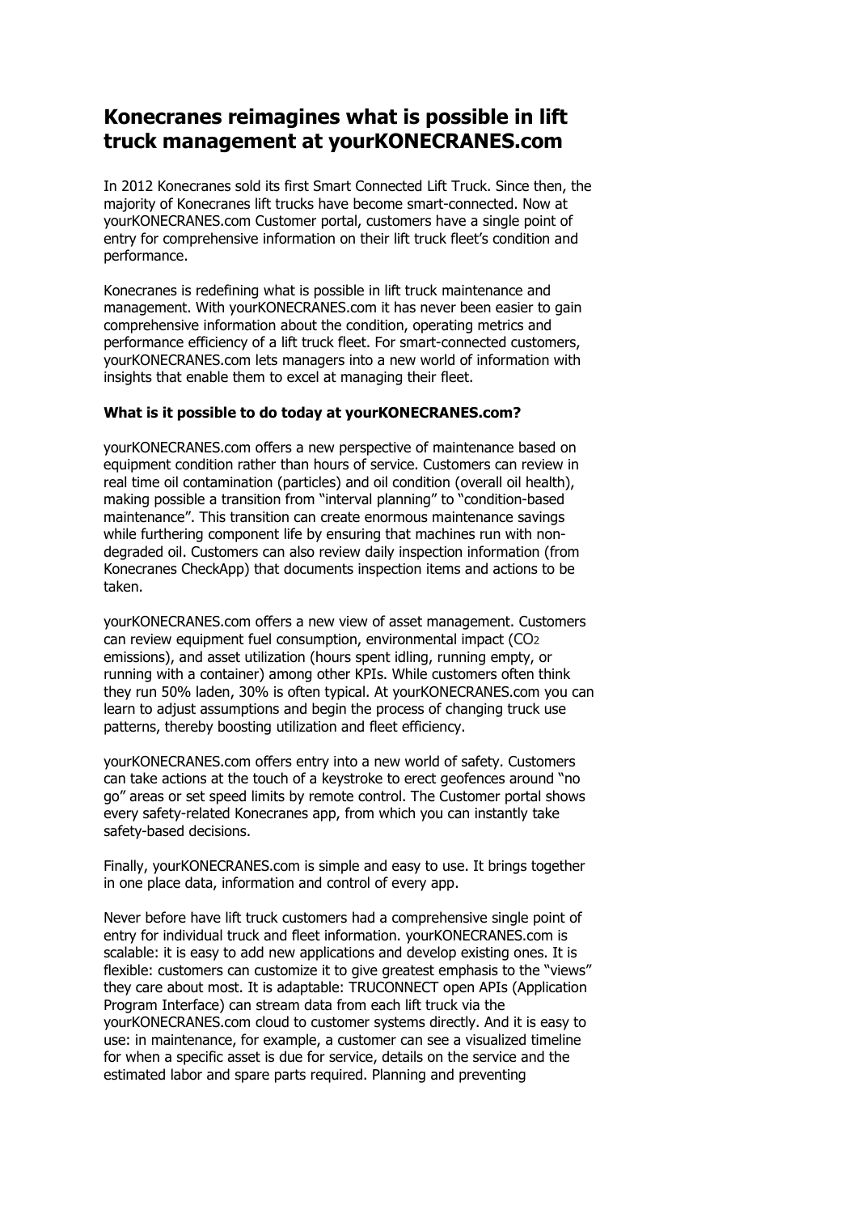# Konecranes reimagines what is possible in lift truck management at yourKONECRANES.com

In 2012 Konecranes sold its first Smart Connected Lift Truck. Since then, the majority of Konecranes lift trucks have become smart-connected. Now at yourKONECRANES.com Customer portal, customers have a single point of entry for comprehensive information on their lift truck fleet's condition and performance.

Konecranes is redefining what is possible in lift truck maintenance and management. With yourKONECRANES.com it has never been easier to gain comprehensive information about the condition, operating metrics and performance efficiency of a lift truck fleet. For smart-connected customers, yourKONECRANES.com lets managers into a new world of information with insights that enable them to excel at managing their fleet.

**What is it possible to do today at yourKONECRANES.com?**

yourKONECRANES.com offers a new perspective of maintenance based on equipment condition rather than hours of service. Customers can review in real time oil contamination (particles) and oil condition (overall oil health), making possible a transition from "interval planning" to "condition-based maintenance". This transition can create enormous maintenance savings while furthering component life by ensuring that machines run with non-degraded oil. Customers can also review daily inspection information (from Konecranes CheckApp) that documents inspection items and actions to be taken.

yourKONECRANES.com offers a new view of asset management. Customers can review equipment fuel consumption, environmental impact ($CO_2$ emissions), and asset utilization (hours spent idling, running empty, or running with a container) among other KPIs. While customers often think they run 50% laden, 30% is often typical. At yourKONECRANES.com you can learn to adjust assumptions and begin the process of changing truck use patterns, thereby boosting utilization and fleet efficiency.

yourKONECRANES.com offers entry into a new world of safety. Customers can take actions at the touch of a keystroke to erect geofences around "no go" areas or set speed limits by remote control. The Customer portal shows every safety-related Konecranes app, from which you can instantly take safety-based decisions.

Finally, yourKONECRANES.com is simple and easy to use. It brings together in one place data, information and control of every app.

Never before have lift truck customers had a comprehensive single point of entry for individual truck and fleet information. yourKONECRANES.com is scalable: it is easy to add new applications and develop existing ones. It is flexible: customers can customize it to give greatest emphasis to the "views" they care about most. It is adaptable: TRUCONNECT open APIs (Application Program Interface) can stream data from each lift truck via the yourKONECRANES.com cloud to customer systems directly. And it is easy to use: in maintenance, for example, a customer can see a visualized timeline for when a specific asset is due for service, details on the service and the estimated labor and spare parts required. Planning and preventing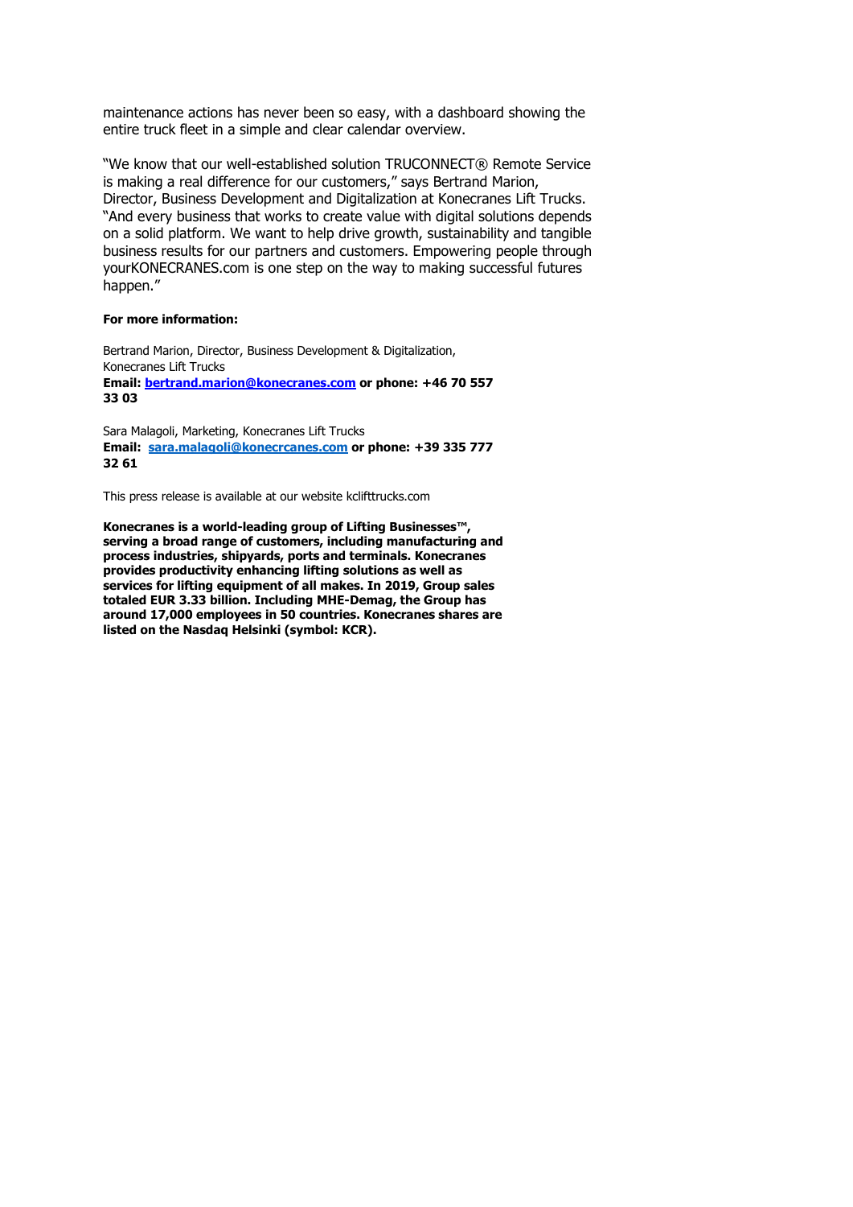maintenance actions has never been so easy, with a dashboard showing the entire truck fleet in a simple and clear calendar overview.

"We know that our well-established solution TRUCONNECT® Remote Service is making a real difference for our customers," says Bertrand Marion, Director, Business Development and Digitalization at Konecranes Lift Trucks. "And every business that works to create value with digital solutions depends on a solid platform. We want to help drive growth, sustainability and tangible business results for our partners and customers. Empowering people through yourKONECRANES.com is one step on the way to making successful futures happen."

**For more information:**

Bertrand Marion, Director, Business Development & Digitalization, Konecranes Lift Trucks
**Email: [bertrand.marion@konecranes.com](mailto:bertrand.marion@konecranes.com) or phone: +46 70 557 33 03**

Sara Malagoli, Marketing, Konecranes Lift Trucks
**Email: [sara.malagoli@konecrcanes.com](mailto:sara.malagoli@konecrcanes.com) or phone: +39 335 777 32 61**

This press release is available at our website kclifttrucks.com

**Konecranes is a world-leading group of Lifting Businesses™, serving a broad range of customers, including manufacturing and process industries, shipyards, ports and terminals. Konecranes provides productivity enhancing lifting solutions as well as services for lifting equipment of all makes. In 2019, Group sales totaled EUR 3.33 billion. Including MHE-Demag, the Group has around 17,000 employees in 50 countries. Konecranes shares are listed on the Nasdaq Helsinki (symbol: KCR).**